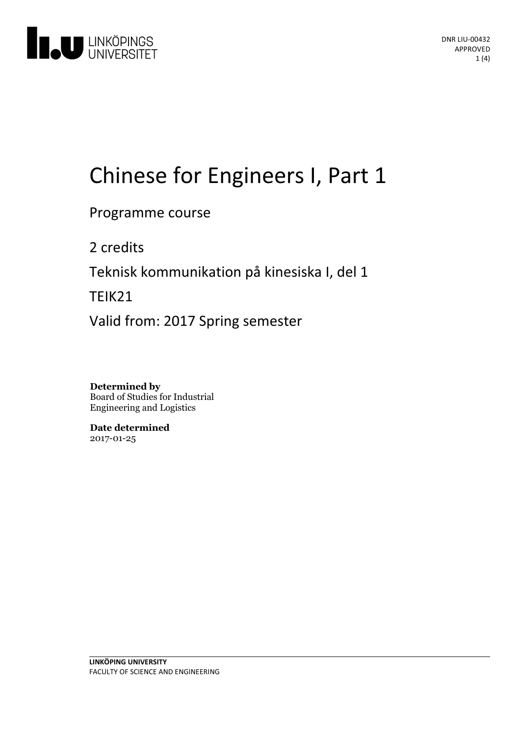DNR LIU-00432
APPROVED

# Chinese for Engineers I, Part 1

Programme course

2 credits

Teknisk kommunikation på kinesiska I, del 1

TEIK21

Valid from: 2017 Spring semester

**Determined by**
Board of Studies for Industrial Engineering and Logistics

**Date determined**
2017-01-25

**LINKÖPING UNIVERSITY**
FACULTY OF SCIENCE AND ENGINEERING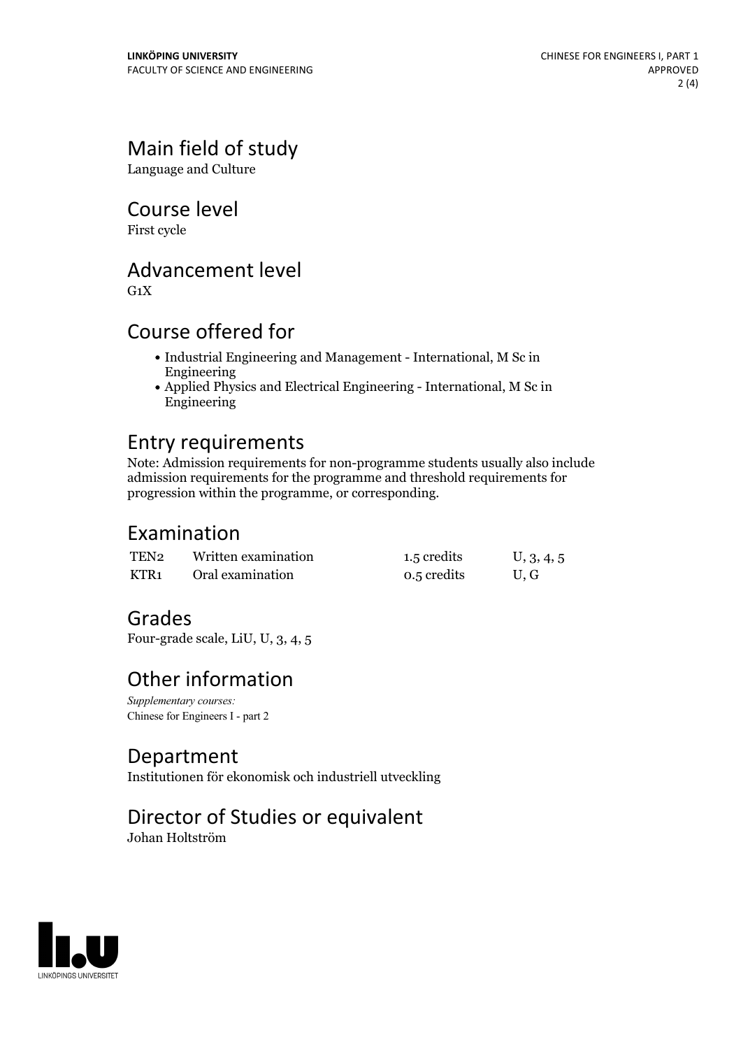## Main field of study

Language and Culture

## Course level

First cycle

## Advancement level

G1X

## Course offered for

- Industrial Engineering and Management - International, M Sc in Engineering
- Applied Physics and Electrical Engineering - International, M Sc in Engineering

## Entry requirements

Note: Admission requirements for non-programme students usually also include admission requirements for the programme and threshold requirements for progression within the programme, or corresponding.

## Examination

| | | | |
|---|---|---|---|
| TEN2 | Written examination | 1.5 credits | U, 3, 4, 5 |
| KTR1 | Oral examination | 0.5 credits | U, G |

## Grades

Four-grade scale, LiU, U, 3, 4, 5

## Other information

*Supplementary courses:*
Chinese for Engineers I - part 2

## Department

Institutionen för ekonomisk och industriell utveckling

## Director of Studies or equivalent

Johan Holtström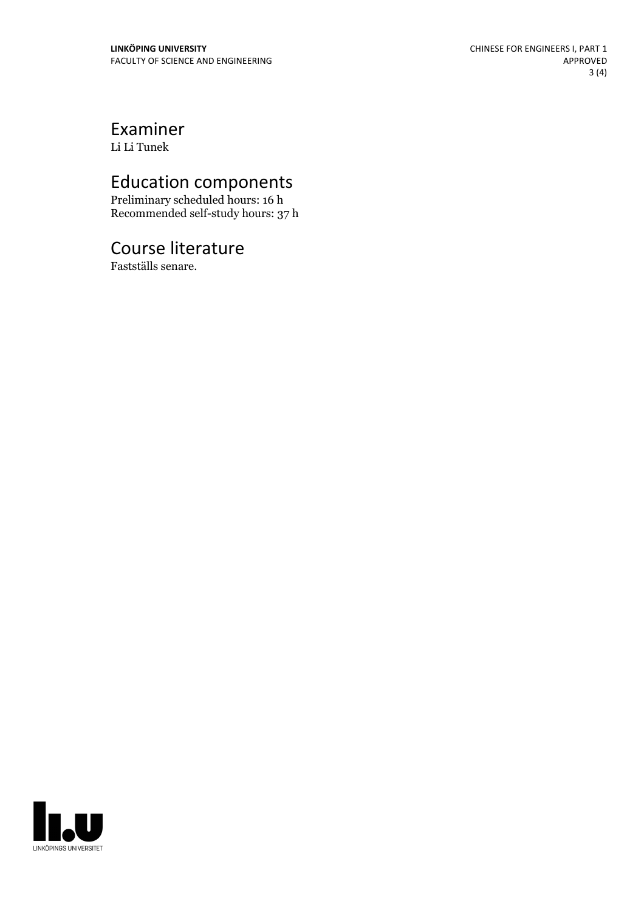# Examiner

Li Li Tunek

# Education components

Preliminary scheduled hours: 16 h
Recommended self-study hours: 37 h

# Course literature

Fastställs senare.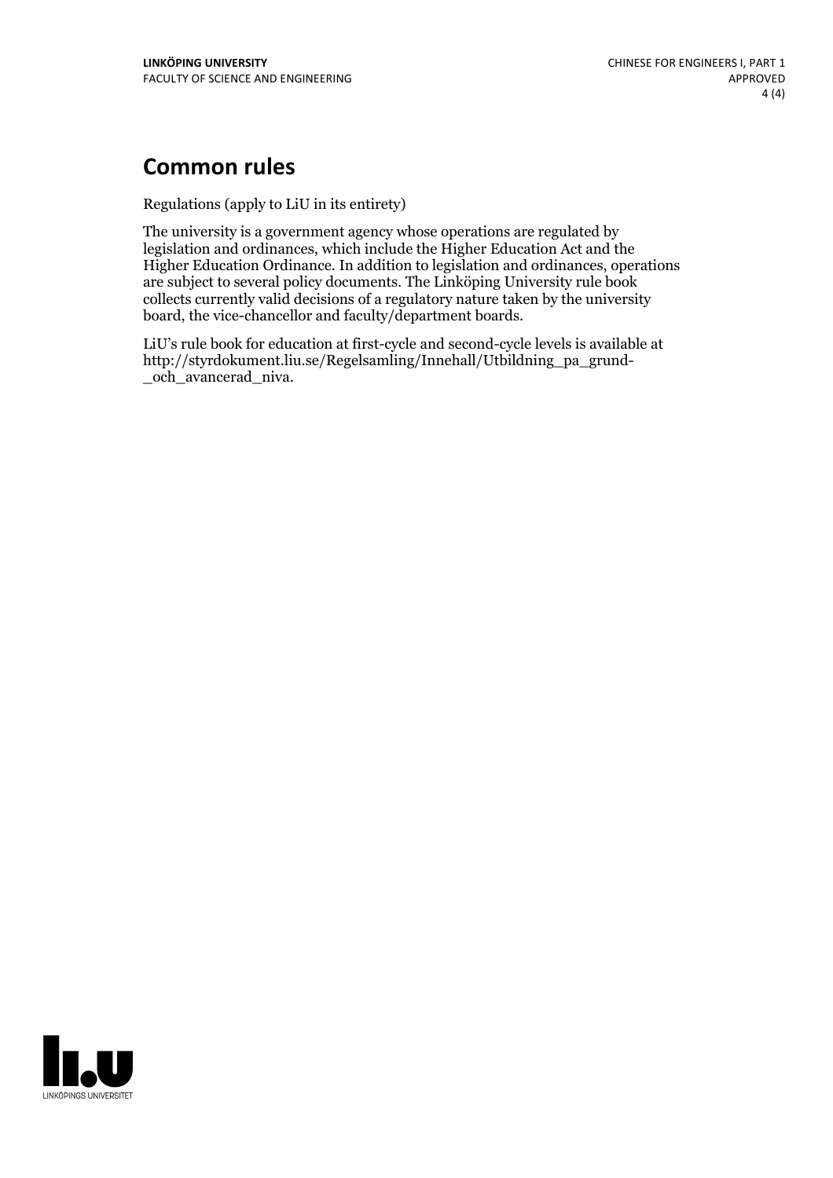## Common rules

Regulations (apply to LiU in its entirety)

The university is a government agency whose operations are regulated by legislation and ordinances, which include the Higher Education Act and the Higher Education Ordinance. In addition to legislation and ordinances, operations are subject to several policy documents. The Linköping University rule book collects currently valid decisions of a regulatory nature taken by the university board, the vice-chancellor and faculty/department boards.

LiU's rule book for education at first-cycle and second-cycle levels is available at http://styrdokument.liu.se/Regelsamling/Innehall/Utbildning_pa_grund-_och_avancerad_niva.